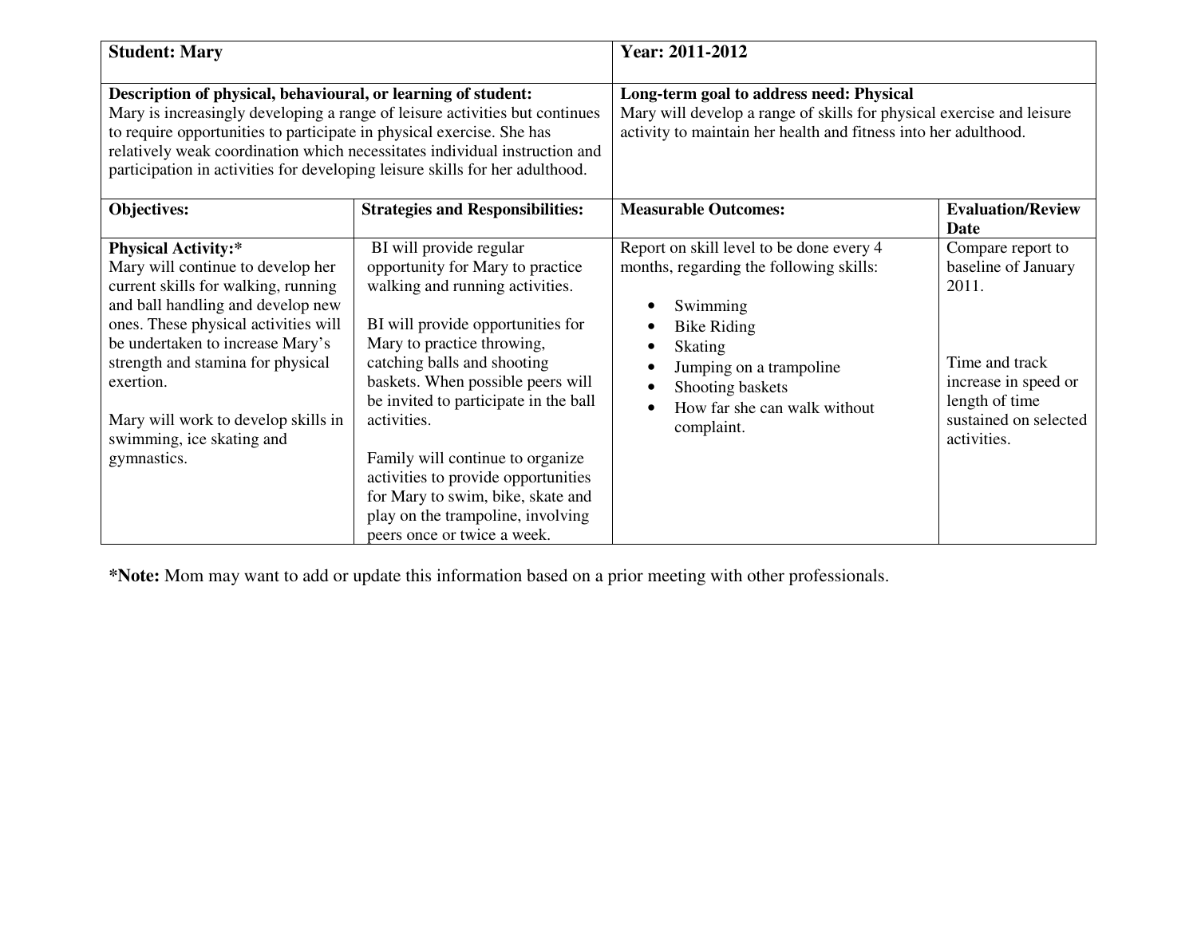| **Student: Mary** | | **Year: 2011-2012** | |
|---|---|---|---|
| **Description of physical, behavioural, or learning of student:** Mary is increasingly developing a range of leisure activities but continues to require opportunities to participate in physical exercise. She has relatively weak coordination which necessitates individual instruction and participation in activities for developing leisure skills for her adulthood. | | **Long-term goal to address need: Physical** Mary will develop a range of skills for physical exercise and leisure activity to maintain her health and fitness into her adulthood. | |
| **Objectives:** | **Strategies and Responsibilities:** | **Measurable Outcomes:** | **Evaluation/Review Date** |
| **Physical Activity:*** Mary will continue to develop her current skills for walking, running and ball handling and develop new ones. These physical activities will be undertaken to increase Mary's strength and stamina for physical exertion.<br><br>Mary will work to develop skills in swimming, ice skating and gymnastics. | BI will provide regular opportunity for Mary to practice walking and running activities.<br><br>BI will provide opportunities for Mary to practice throwing, catching balls and shooting baskets. When possible peers will be invited to participate in the ball activities.<br><br>Family will continue to organize activities to provide opportunities for Mary to swim, bike, skate and play on the trampoline, involving peers once or twice a week. | Report on skill level to be done every 4 months, regarding the following skills:<br><br>• Swimming<br>• Bike Riding<br>• Skating<br>• Jumping on a trampoline<br>• Shooting baskets<br>• How far she can walk without complaint. | Compare report to baseline of January 2011.<br><br>Time and track increase in speed or length of time sustained on selected activities. |

***Note:** Mom may want to add or update this information based on a prior meeting with other professionals.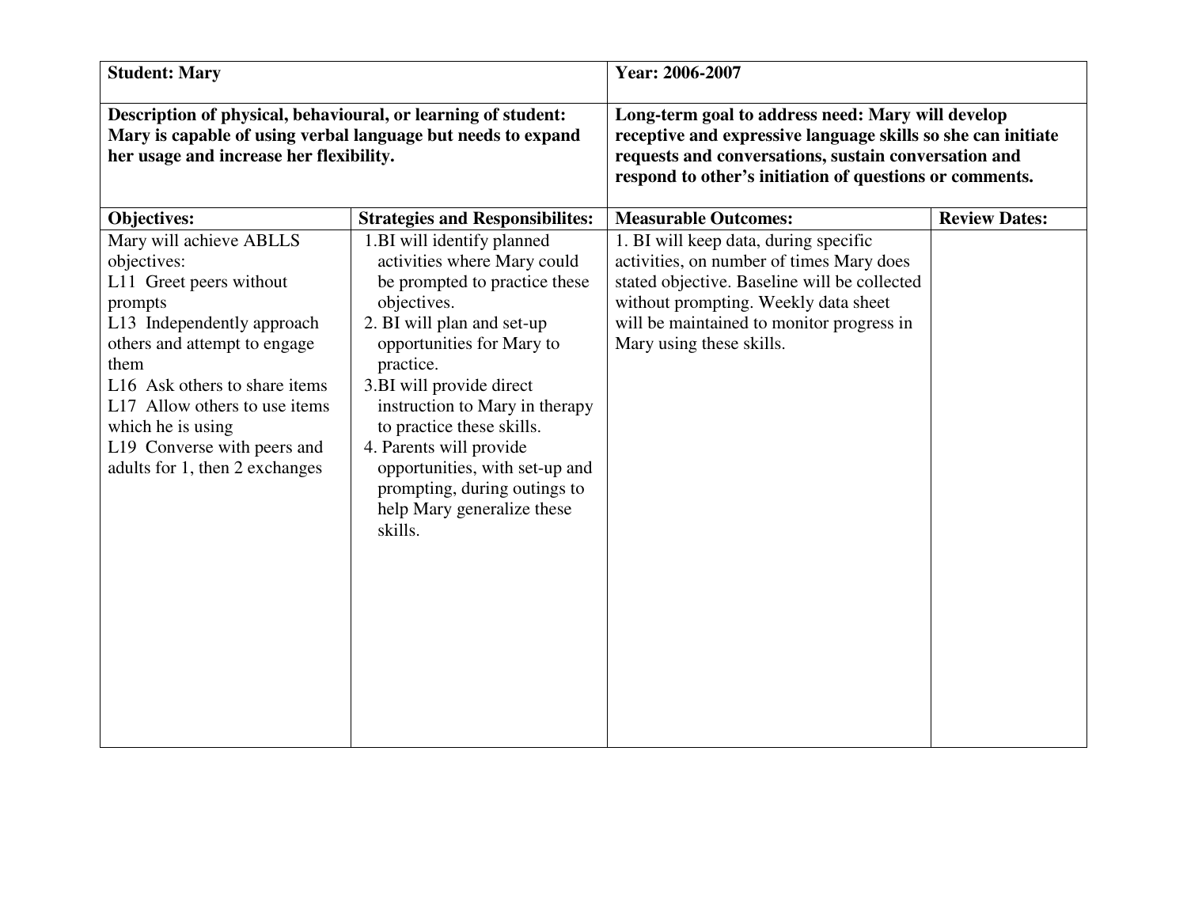| **Student: Mary** | | **Year: 2006-2007** | |
|---|---|---|---|
| **Description of physical, behavioural, or learning of student: Mary is capable of using verbal language but needs to expand her usage and increase her flexibility.** | | **Long-term goal to address need: Mary will develop receptive and expressive language skills so she can initiate requests and conversations, sustain conversation and respond to other's initiation of questions or comments.** | |
| **Objectives:** | **Strategies and Responsibilites:** | **Measurable Outcomes:** | **Review Dates:** |
| Mary will achieve ABLLS objectives:<br>L11 Greet peers without prompts<br>L13 Independently approach others and attempt to engage them<br>L16 Ask others to share items<br>L17 Allow others to use items which he is using<br>L19 Converse with peers and adults for 1, then 2 exchanges | 1.BI will identify planned activities where Mary could be prompted to practice these objectives.<br>2. BI will plan and set-up opportunities for Mary to practice.<br>3.BI will provide direct instruction to Mary in therapy to practice these skills.<br>4. Parents will provide opportunities, with set-up and prompting, during outings to help Mary generalize these skills. | 1. BI will keep data, during specific activities, on number of times Mary does stated objective. Baseline will be collected without prompting. Weekly data sheet will be maintained to monitor progress in Mary using these skills. | |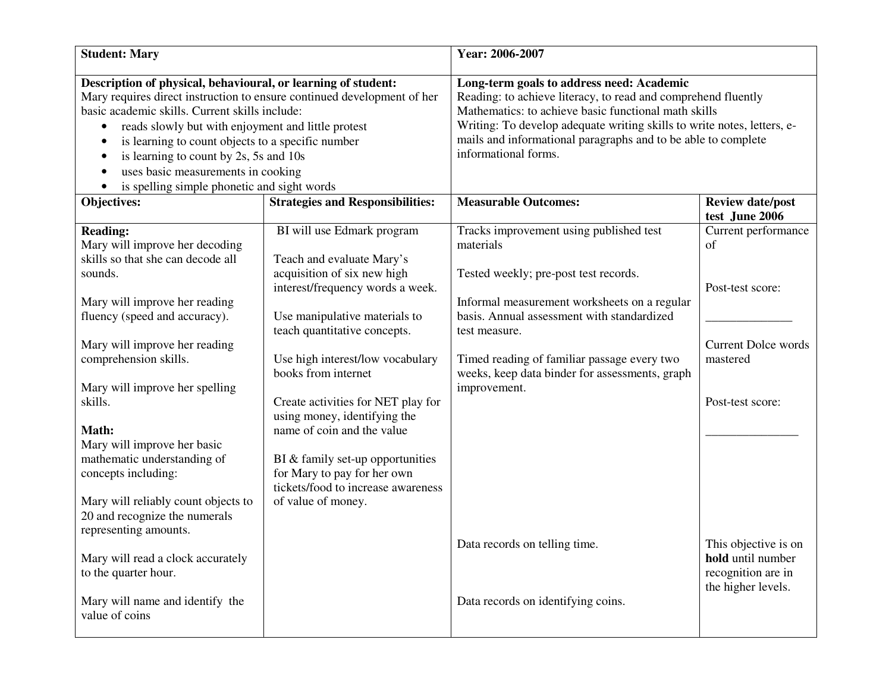| **Student: Mary** | | **Year: 2006-2007** | |
|---|---|---|---|
| **Description of physical, behavioural, or learning of student:**<br>Mary requires direct instruction to ensure continued development of her basic academic skills. Current skills include:<br>• reads slowly but with enjoyment and little protest<br>• is learning to count objects to a specific number<br>• is learning to count by 2s, 5s and 10s<br>• uses basic measurements in cooking<br>• is spelling simple phonetic and sight words | | **Long-term goals to address need: Academic**<br>Reading: to achieve literacy, to read and comprehend fluently<br>Mathematics: to achieve basic functional math skills<br>Writing: To develop adequate writing skills to write notes, letters, e-mails and informational paragraphs and to be able to complete informational forms. | |
| **Objectives:** | **Strategies and Responsibilities:** | **Measurable Outcomes:** | **Review date/post test June 2006** |
| **Reading:**<br>Mary will improve her decoding skills so that she can decode all sounds.<br><br>Mary will improve her reading fluency (speed and accuracy).<br><br>Mary will improve her reading comprehension skills.<br><br>Mary will improve her spelling skills.<br><br>**Math:**<br>Mary will improve her basic mathematic understanding of concepts including:<br><br>Mary will reliably count objects to 20 and recognize the numerals representing amounts.<br><br>Mary will read a clock accurately to the quarter hour.<br><br>Mary will name and identify the value of coins | BI will use Edmark program<br><br>Teach and evaluate Mary's acquisition of six new high interest/frequency words a week.<br><br>Use manipulative materials to teach quantitative concepts.<br><br>Use high interest/low vocabulary books from internet<br><br>Create activities for NET play for using money, identifying the name of coin and the value<br><br>BI & family set-up opportunities for Mary to pay for her own tickets/food to increase awareness of value of money. | Tracks improvement using published test materials<br><br>Tested weekly; pre-post test records.<br><br>Informal measurement worksheets on a regular basis. Annual assessment with standardized test measure.<br><br>Timed reading of familiar passage every two weeks, keep data binder for assessments, graph improvement.<br><br>Data records on telling time.<br><br>Data records on identifying coins. | Current performance of<br><br>Post-test score:<br><br>______________<br><br>Current Dolce words mastered<br><br>Post-test score:<br><br>_______________<br><br>This objective is on **hold** until number recognition are in the higher levels. |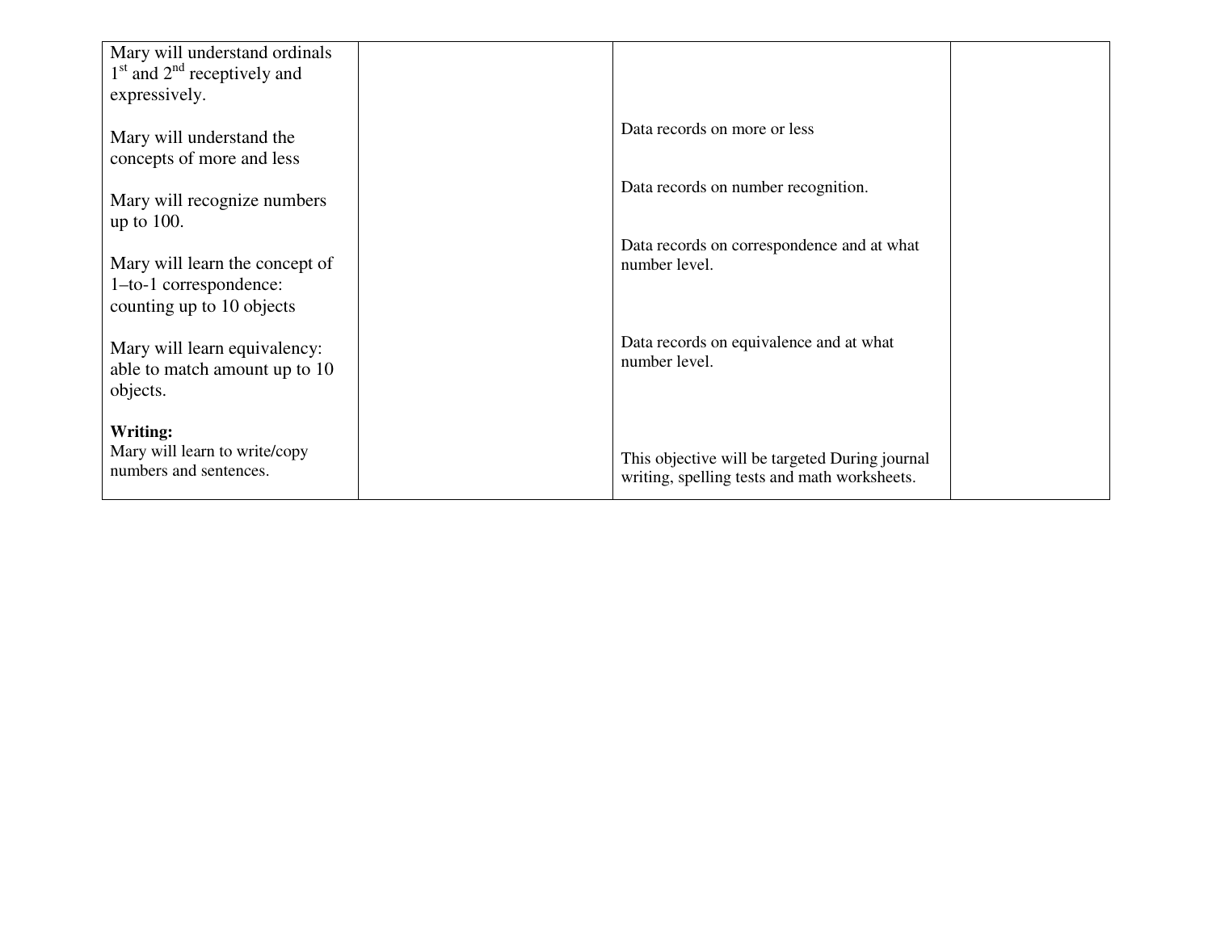| | | | |
|---|---|---|---|
| Mary will understand ordinals 1st and 2nd receptively and expressively.<br><br>Mary will understand the concepts of more and less<br><br>Mary will recognize numbers up to 100.<br><br>Mary will learn the concept of 1–to-1 correspondence: counting up to 10 objects<br><br>Mary will learn equivalency: able to match amount up to 10 objects.<br><br>**Writing:**<br>Mary will learn to write/copy numbers and sentences. | | Data records on more or less<br><br>Data records on number recognition.<br><br>Data records on correspondence and at what number level.<br><br>Data records on equivalence and at what number level.<br><br>This objective will be targeted During journal writing, spelling tests and math worksheets. | |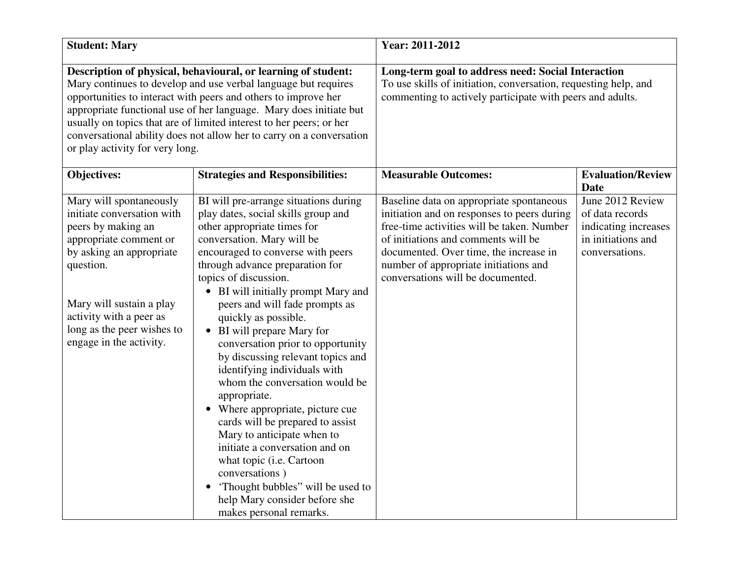| **Student: Mary** | | **Year: 2011-2012** | |
|---|---|---|---|
| **Description of physical, behavioural, or learning of student:** Mary continues to develop and use verbal language but requires opportunities to interact with peers and others to improve her appropriate functional use of her language. Mary does initiate but usually on topics that are of limited interest to her peers; or her conversational ability does not allow her to carry on a conversation or play activity for very long. | | **Long-term goal to address need: Social Interaction** To use skills of initiation, conversation, requesting help, and commenting to actively participate with peers and adults. | |
| **Objectives:** | **Strategies and Responsibilities:** | **Measurable Outcomes:** | **Evaluation/Review Date** |
| Mary will spontaneously initiate conversation with peers by making an appropriate comment or by asking an appropriate question.<br><br>Mary will sustain a play activity with a peer as long as the peer wishes to engage in the activity. | BI will pre-arrange situations during play dates, social skills group and other appropriate times for conversation. Mary will be encouraged to converse with peers through advance preparation for topics of discussion.<br>• BI will initially prompt Mary and peers and will fade prompts as quickly as possible.<br>• BI will prepare Mary for conversation prior to opportunity by discussing relevant topics and identifying individuals with whom the conversation would be appropriate.<br>• Where appropriate, picture cue cards will be prepared to assist Mary to anticipate when to initiate a conversation and on what topic (i.e. Cartoon conversations )<br>• 'Thought bubbles" will be used to help Mary consider before she makes personal remarks. | Baseline data on appropriate spontaneous initiation and on responses to peers during free-time activities will be taken. Number of initiations and comments will be documented. Over time, the increase in number of appropriate initiations and conversations will be documented. | June 2012 Review of data records indicating increases in initiations and conversations. |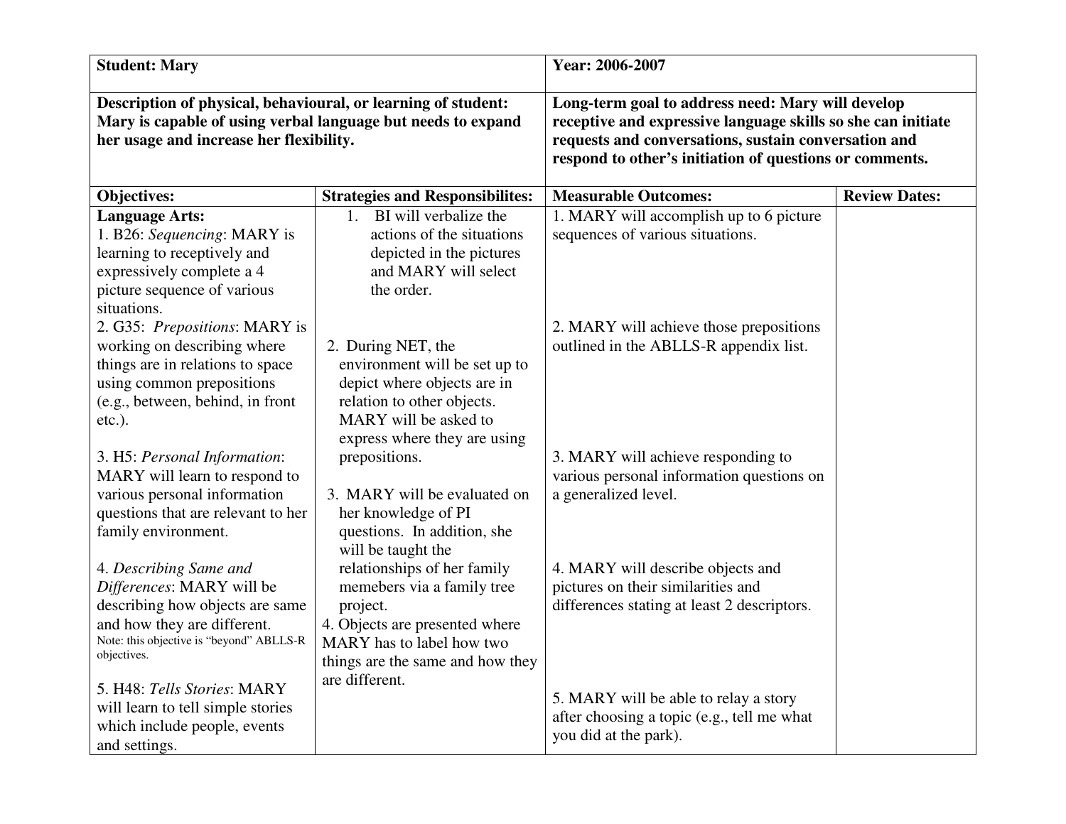| **Student: Mary** | | **Year: 2006-2007** | |
|---|---|---|---|
| **Description of physical, behavioural, or learning of student: Mary is capable of using verbal language but needs to expand her usage and increase her flexibility.** | | **Long-term goal to address need: Mary will develop receptive and expressive language skills so she can initiate requests and conversations, sustain conversation and respond to other's initiation of questions or comments.** | |
| **Objectives:** | **Strategies and Responsibilites:** | **Measurable Outcomes:** | **Review Dates:** |
| **Language Arts:**<br>1. B26: *Sequencing*: MARY is learning to receptively and expressively complete a 4 picture sequence of various situations. | 1. BI will verbalize the actions of the situations depicted in the pictures and MARY will select the order. | 1. MARY will accomplish up to 6 picture sequences of various situations. | |
| 2. G35: *Prepositions*: MARY is working on describing where things are in relations to space using common prepositions (e.g., between, behind, in front etc.). | 2. During NET, the environment will be set up to depict where objects are in relation to other objects. MARY will be asked to express where they are using prepositions. | 2. MARY will achieve those prepositions outlined in the ABLLS-R appendix list. | |
| 3. H5: *Personal Information*: MARY will learn to respond to various personal information questions that are relevant to her family environment. | 3. MARY will be evaluated on her knowledge of PI questions. In addition, she will be taught the relationships of her family memebers via a family tree project. | 3. MARY will achieve responding to various personal information questions on a generalized level. | |
| 4. *Describing Same and Differences*: MARY will be describing how objects are same and how they are different.<br>Note: this objective is "beyond" ABLLS-R objectives. | 4. Objects are presented where MARY has to label how two things are the same and how they are different. | 4. MARY will describe objects and pictures on their similarities and differences stating at least 2 descriptors. | |
| 5. H48: *Tells Stories*: MARY will learn to tell simple stories which include people, events and settings. | | 5. MARY will be able to relay a story after choosing a topic (e.g., tell me what you did at the park). | |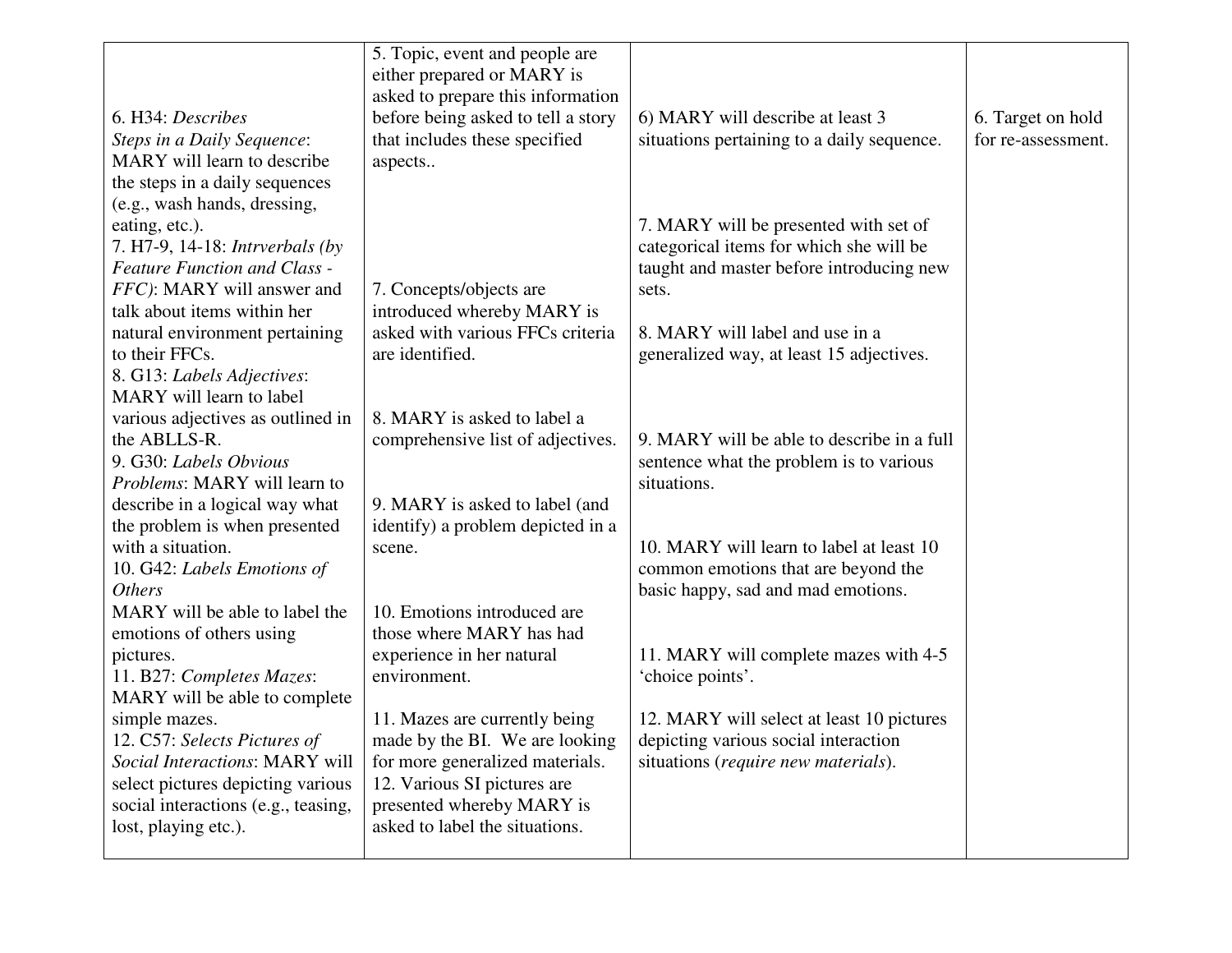| | | | |
|---|---|---|---|
| | 5. Topic, event and people are either prepared or MARY is asked to prepare this information before being asked to tell a story that includes these specified aspects.. | | |
| 6. H34: *Describes Steps in a Daily Sequence*: MARY will learn to describe the steps in a daily sequences (e.g., wash hands, dressing, eating, etc.). | | 6) MARY will describe at least 3 situations pertaining to a daily sequence. | 6. Target on hold for re-assessment. |
| 7. H7-9, 14-18: *Intrverbals (by Feature Function and Class - FFC)*: MARY will answer and talk about items within her natural environment pertaining to their FFCs. | 7. Concepts/objects are introduced whereby MARY is asked with various FFCs criteria are identified. | 7. MARY will be presented with set of categorical items for which she will be taught and master before introducing new sets. | |
| 8. G13: *Labels Adjectives*: MARY will learn to label various adjectives as outlined in the ABLLS-R. | 8. MARY is asked to label a comprehensive list of adjectives. | 8. MARY will label and use in a generalized way, at least 15 adjectives. | |
| 9. G30: *Labels Obvious Problems*: MARY will learn to describe in a logical way what the problem is when presented with a situation. | 9. MARY is asked to label (and identify) a problem depicted in a scene. | 9. MARY will be able to describe in a full sentence what the problem is to various situations. | |
| 10. G42: *Labels Emotions of Others* MARY will be able to label the emotions of others using pictures. | 10. Emotions introduced are those where MARY has had experience in her natural environment. | 10. MARY will learn to label at least 10 common emotions that are beyond the basic happy, sad and mad emotions. | |
| 11. B27: *Completes Mazes*: MARY will be able to complete simple mazes. | 11. Mazes are currently being made by the BI. We are looking for more generalized materials. | 11. MARY will complete mazes with 4-5 'choice points'. | |
| 12. C57: *Selects Pictures of Social Interactions*: MARY will select pictures depicting various social interactions (e.g., teasing, lost, playing etc.). | 12. Various SI pictures are presented whereby MARY is asked to label the situations. | 12. MARY will select at least 10 pictures depicting various social interaction situations (*require new materials*). | |